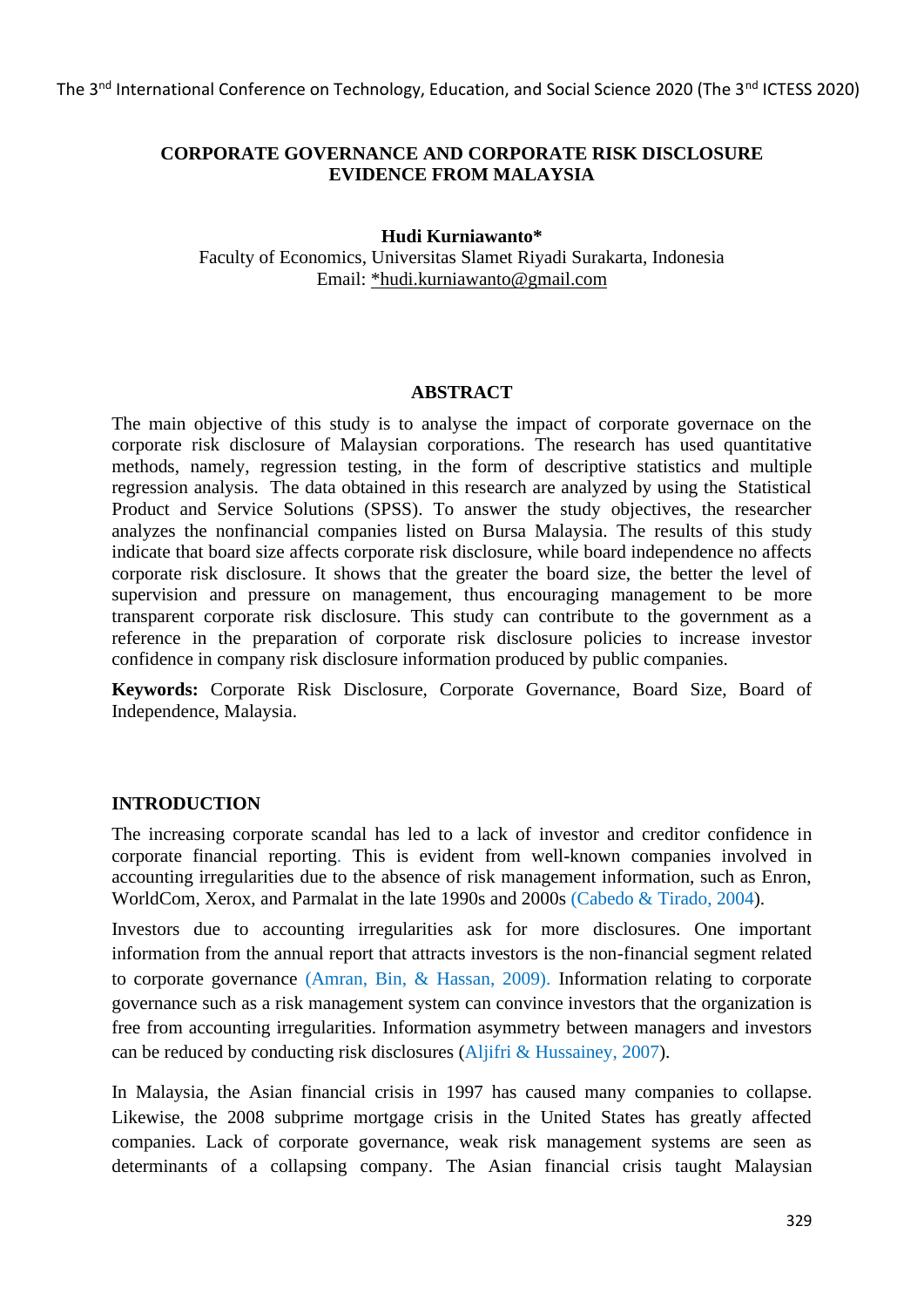# CORPORATE GOVERNANCE AND CORPORATE RISK DISCLOSURE EVIDENCE FROM MALAYSIA

**Hudi Kurniawanto***

Faculty of Economics, Universitas Slamet Riyadi Surakarta, Indonesia

Email: *hudi.kurniawanto@gmail.com

## ABSTRACT

The main objective of this study is to analyse the impact of corporate governace on the corporate risk disclosure of Malaysian corporations. The research has used quantitative methods, namely, regression testing, in the form of descriptive statistics and multiple regression analysis. The data obtained in this research are analyzed by using the Statistical Product and Service Solutions (SPSS). To answer the study objectives, the researcher analyzes the nonfinancial companies listed on Bursa Malaysia. The results of this study indicate that board size affects corporate risk disclosure, while board independence no affects corporate risk disclosure. It shows that the greater the board size, the better the level of supervision and pressure on management, thus encouraging management to be more transparent corporate risk disclosure. This study can contribute to the government as a reference in the preparation of corporate risk disclosure policies to increase investor confidence in company risk disclosure information produced by public companies.

**Keywords:** Corporate Risk Disclosure, Corporate Governance, Board Size, Board of Independence, Malaysia.

## INTRODUCTION

The increasing corporate scandal has led to a lack of investor and creditor confidence in corporate financial reporting. This is evident from well-known companies involved in accounting irregularities due to the absence of risk management information, such as Enron, WorldCom, Xerox, and Parmalat in the late 1990s and 2000s (Cabedo & Tirado, 2004).

Investors due to accounting irregularities ask for more disclosures. One important information from the annual report that attracts investors is the non-financial segment related to corporate governance (Amran, Bin, & Hassan, 2009). Information relating to corporate governance such as a risk management system can convince investors that the organization is free from accounting irregularities. Information asymmetry between managers and investors can be reduced by conducting risk disclosures (Aljifri & Hussainey, 2007).

In Malaysia, the Asian financial crisis in 1997 has caused many companies to collapse. Likewise, the 2008 subprime mortgage crisis in the United States has greatly affected companies. Lack of corporate governance, weak risk management systems are seen as determinants of a collapsing company. The Asian financial crisis taught Malaysian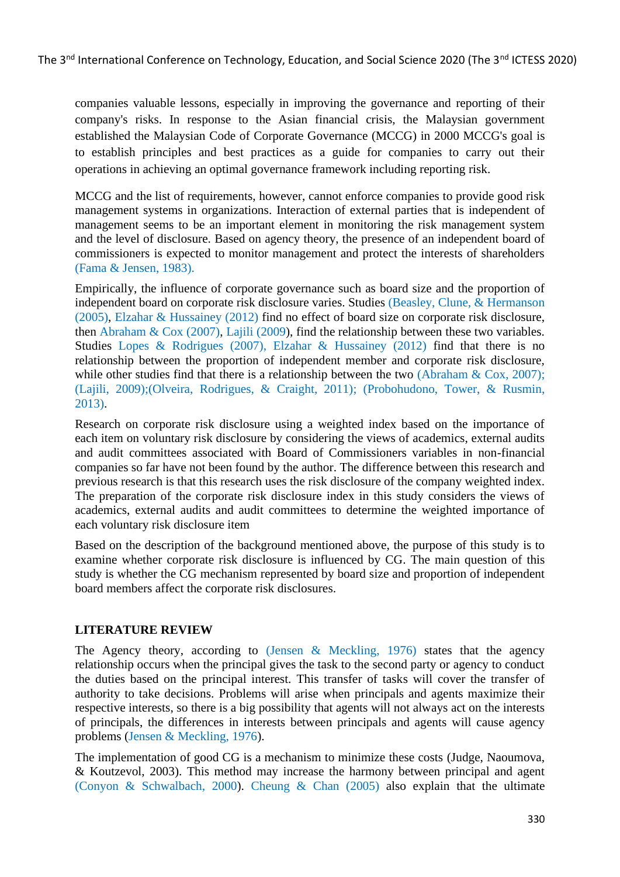companies valuable lessons, especially in improving the governance and reporting of their company's risks. In response to the Asian financial crisis, the Malaysian government established the Malaysian Code of Corporate Governance (MCCG) in 2000 MCCG's goal is to establish principles and best practices as a guide for companies to carry out their operations in achieving an optimal governance framework including reporting risk.

MCCG and the list of requirements, however, cannot enforce companies to provide good risk management systems in organizations. Interaction of external parties that is independent of management seems to be an important element in monitoring the risk management system and the level of disclosure. Based on agency theory, the presence of an independent board of commissioners is expected to monitor management and protect the interests of shareholders (Fama & Jensen, 1983).

Empirically, the influence of corporate governance such as board size and the proportion of independent board on corporate risk disclosure varies. Studies (Beasley, Clune, & Hermanson (2005), Elzahar & Hussainey (2012) find no effect of board size on corporate risk disclosure, then Abraham & Cox (2007), Lajili (2009), find the relationship between these two variables. Studies Lopes & Rodrigues (2007), Elzahar & Hussainey (2012) find that there is no relationship between the proportion of independent member and corporate risk disclosure, while other studies find that there is a relationship between the two (Abraham & Cox, 2007); (Lajili, 2009);(Olveira, Rodrigues, & Craight, 2011); (Probohudono, Tower, & Rusmin, 2013).

Research on corporate risk disclosure using a weighted index based on the importance of each item on voluntary risk disclosure by considering the views of academics, external audits and audit committees associated with Board of Commissioners variables in non-financial companies so far have not been found by the author. The difference between this research and previous research is that this research uses the risk disclosure of the company weighted index. The preparation of the corporate risk disclosure index in this study considers the views of academics, external audits and audit committees to determine the weighted importance of each voluntary risk disclosure item

Based on the description of the background mentioned above, the purpose of this study is to examine whether corporate risk disclosure is influenced by CG. The main question of this study is whether the CG mechanism represented by board size and proportion of independent board members affect the corporate risk disclosures.

## LITERATURE REVIEW

The Agency theory, according to (Jensen & Meckling, 1976) states that the agency relationship occurs when the principal gives the task to the second party or agency to conduct the duties based on the principal interest. This transfer of tasks will cover the transfer of authority to take decisions. Problems will arise when principals and agents maximize their respective interests, so there is a big possibility that agents will not always act on the interests of principals, the differences in interests between principals and agents will cause agency problems (Jensen & Meckling, 1976).

The implementation of good CG is a mechanism to minimize these costs (Judge, Naoumova, & Koutzevol, 2003). This method may increase the harmony between principal and agent (Conyon & Schwalbach, 2000). Cheung & Chan (2005) also explain that the ultimate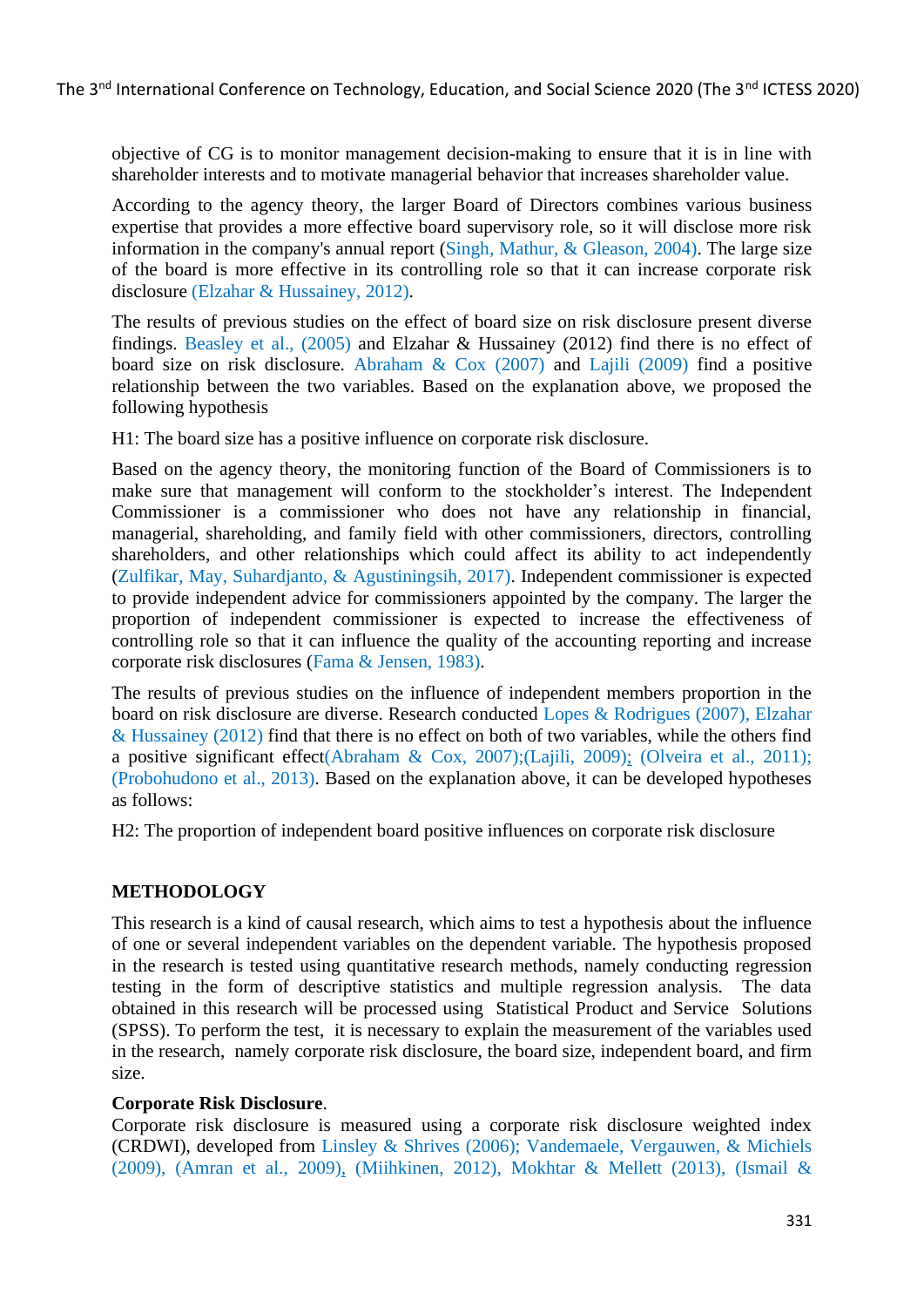objective of CG is to monitor management decision-making to ensure that it is in line with shareholder interests and to motivate managerial behavior that increases shareholder value.

According to the agency theory, the larger Board of Directors combines various business expertise that provides a more effective board supervisory role, so it will disclose more risk information in the company's annual report (Singh, Mathur, & Gleason, 2004). The large size of the board is more effective in its controlling role so that it can increase corporate risk disclosure (Elzahar & Hussainey, 2012).

The results of previous studies on the effect of board size on risk disclosure present diverse findings. Beasley et al., (2005) and Elzahar & Hussainey (2012) find there is no effect of board size on risk disclosure. Abraham & Cox (2007) and Lajili (2009) find a positive relationship between the two variables. Based on the explanation above, we proposed the following hypothesis

H1: The board size has a positive influence on corporate risk disclosure.

Based on the agency theory, the monitoring function of the Board of Commissioners is to make sure that management will conform to the stockholder's interest. The Independent Commissioner is a commissioner who does not have any relationship in financial, managerial, shareholding, and family field with other commissioners, directors, controlling shareholders, and other relationships which could affect its ability to act independently (Zulfikar, May, Suhardjanto, & Agustiningsih, 2017). Independent commissioner is expected to provide independent advice for commissioners appointed by the company. The larger the proportion of independent commissioner is expected to increase the effectiveness of controlling role so that it can influence the quality of the accounting reporting and increase corporate risk disclosures (Fama & Jensen, 1983).

The results of previous studies on the influence of independent members proportion in the board on risk disclosure are diverse. Research conducted Lopes & Rodrigues (2007), Elzahar & Hussainey (2012) find that there is no effect on both of two variables, while the others find a positive significant effect(Abraham & Cox, 2007);(Lajili, 2009); (Olveira et al., 2011); (Probohudono et al., 2013). Based on the explanation above, it can be developed hypotheses as follows:

H2: The proportion of independent board positive influences on corporate risk disclosure

## METHODOLOGY

This research is a kind of causal research, which aims to test a hypothesis about the influence of one or several independent variables on the dependent variable. The hypothesis proposed in the research is tested using quantitative research methods, namely conducting regression testing in the form of descriptive statistics and multiple regression analysis. The data obtained in this research will be processed using Statistical Product and Service Solutions (SPSS). To perform the test, it is necessary to explain the measurement of the variables used in the research, namely corporate risk disclosure, the board size, independent board, and firm size.

**Corporate Risk Disclosure**.

Corporate risk disclosure is measured using a corporate risk disclosure weighted index (CRDWI), developed from Linsley & Shrives (2006); Vandemaele, Vergauwen, & Michiels (2009), (Amran et al., 2009), (Miihkinen, 2012), Mokhtar & Mellett (2013), (Ismail &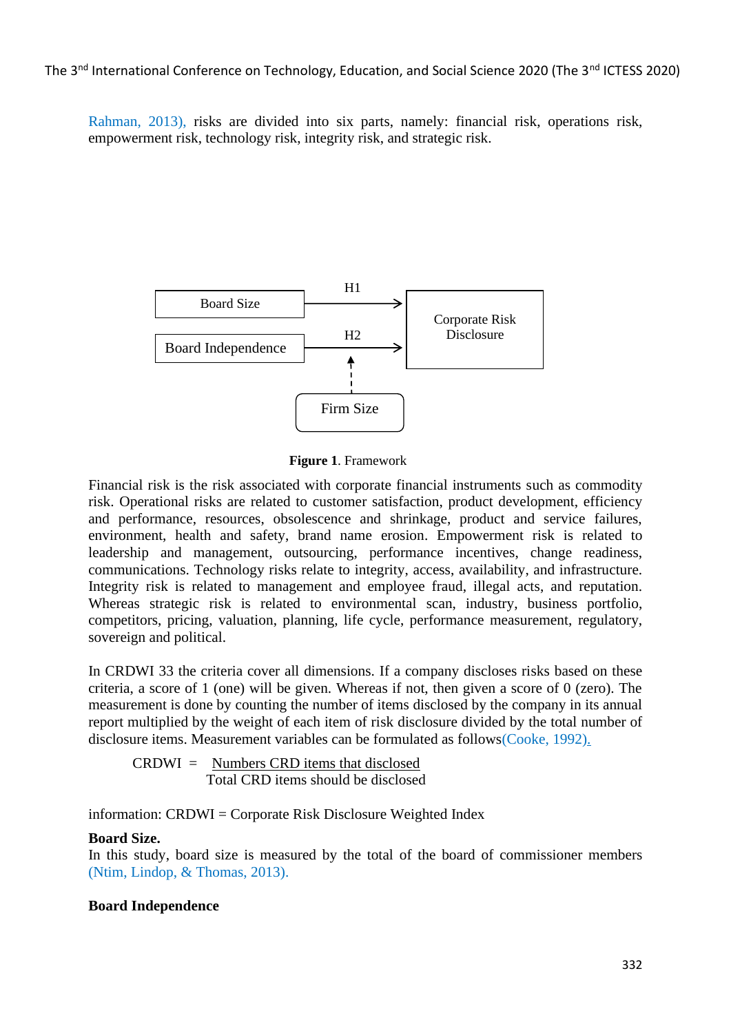Rahman, 2013), risks are divided into six parts, namely: financial risk, operations risk, empowerment risk, technology risk, integrity risk, and strategic risk.

**Figure 1**. Framework

Financial risk is the risk associated with corporate financial instruments such as commodity risk. Operational risks are related to customer satisfaction, product development, efficiency and performance, resources, obsolescence and shrinkage, product and service failures, environment, health and safety, brand name erosion. Empowerment risk is related to leadership and management, outsourcing, performance incentives, change readiness, communications. Technology risks relate to integrity, access, availability, and infrastructure. Integrity risk is related to management and employee fraud, illegal acts, and reputation. Whereas strategic risk is related to environmental scan, industry, business portfolio, competitors, pricing, valuation, planning, life cycle, performance measurement, regulatory, sovereign and political.

In CRDWI 33 the criteria cover all dimensions. If a company discloses risks based on these criteria, a score of 1 (one) will be given. Whereas if not, then given a score of 0 (zero). The measurement is done by counting the number of items disclosed by the company in its annual report multiplied by the weight of each item of risk disclosure divided by the total number of disclosure items. Measurement variables can be formulated as follows(Cooke, 1992).

$$CRDWI = \frac{\text{Numbers CRD items that disclosed}}{\text{Total CRD items should be disclosed}}$$

information: CRDWI = Corporate Risk Disclosure Weighted Index

**Board Size.**

In this study, board size is measured by the total of the board of commissioner members (Ntim, Lindop, & Thomas, 2013).

**Board Independence**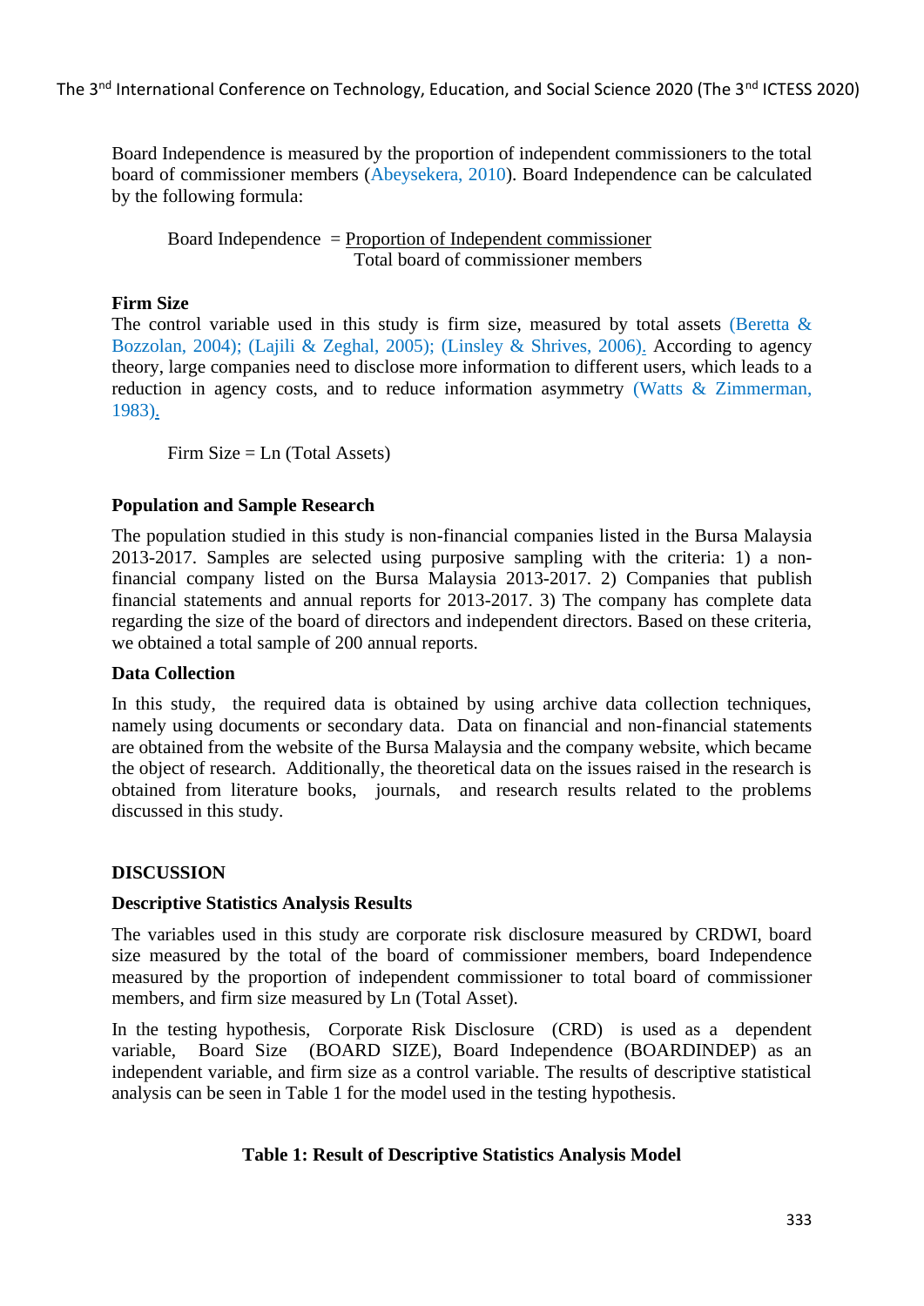Board Independence is measured by the proportion of independent commissioners to the total board of commissioner members (Abeysekera, 2010). Board Independence can be calculated by the following formula:

$$\text{Board Independence} = \frac{\text{Proportion of Independent commissioner}}{\text{Total board of commissioner members}}$$

**Firm Size**

The control variable used in this study is firm size, measured by total assets (Beretta & Bozzolan, 2004); (Lajili & Zeghal, 2005); (Linsley & Shrives, 2006). According to agency theory, large companies need to disclose more information to different users, which leads to a reduction in agency costs, and to reduce information asymmetry (Watts & Zimmerman, 1983).

$$\text{Firm Size} = \text{Ln (Total Assets)}$$

**Population and Sample Research**

The population studied in this study is non-financial companies listed in the Bursa Malaysia 2013-2017. Samples are selected using purposive sampling with the criteria: 1) a non-financial company listed on the Bursa Malaysia 2013-2017. 2) Companies that publish financial statements and annual reports for 2013-2017. 3) The company has complete data regarding the size of the board of directors and independent directors. Based on these criteria, we obtained a total sample of 200 annual reports.

**Data Collection**

In this study, the required data is obtained by using archive data collection techniques, namely using documents or secondary data. Data on financial and non-financial statements are obtained from the website of the Bursa Malaysia and the company website, which became the object of research. Additionally, the theoretical data on the issues raised in the research is obtained from literature books, journals, and research results related to the problems discussed in this study.

## DISCUSSION

**Descriptive Statistics Analysis Results**

The variables used in this study are corporate risk disclosure measured by CRDWI, board size measured by the total of the board of commissioner members, board Independence measured by the proportion of independent commissioner to total board of commissioner members, and firm size measured by Ln (Total Asset).

In the testing hypothesis, Corporate Risk Disclosure (CRD) is used as a dependent variable, Board Size (BOARD SIZE), Board Independence (BOARDINDEP) as an independent variable, and firm size as a control variable. The results of descriptive statistical analysis can be seen in Table 1 for the model used in the testing hypothesis.

**Table 1: Result of Descriptive Statistics Analysis Model**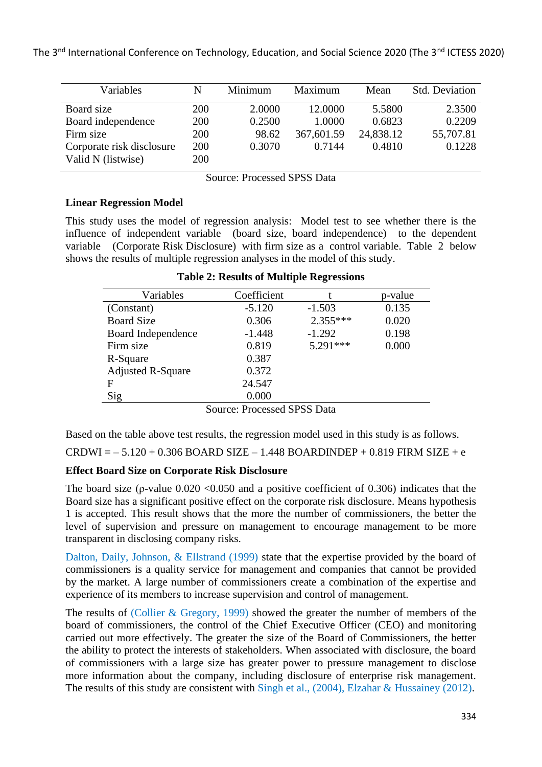| Variables | N | Minimum | Maximum | Mean | Std. Deviation |
|---|---|---|---|---|---|
| Board size | 200 | 2.0000 | 12.0000 | 5.5800 | 2.3500 |
| Board independence | 200 | 0.2500 | 1.0000 | 0.6823 | 0.2209 |
| Firm size | 200 | 98.62 | 367,601.59 | 24,838.12 | 55,707.81 |
| Corporate risk disclosure | 200 | 0.3070 | 0.7144 | 0.4810 | 0.1228 |
| Valid N (listwise) | 200 | | | | |

Source: Processed SPSS Data

**Linear Regression Model**

This study uses the model of regression analysis: Model test to see whether there is the influence of independent variable (board size, board independence) to the dependent variable (Corporate Risk Disclosure) with firm size as a control variable. Table 2 below shows the results of multiple regression analyses in the model of this study.

**Table 2: Results of Multiple Regressions**

| Variables | Coefficient | t | p-value |
|---|---|---|---|
| (Constant) | -5.120 | -1.503 | 0.135 |
| Board Size | 0.306 | 2.355*** | 0.020 |
| Board Independence | -1.448 | -1.292 | 0.198 |
| Firm size | 0.819 | 5.291*** | 0.000 |
| R-Square | 0.387 | | |
| Adjusted R-Square | 0.372 | | |
| F | 24.547 | | |
| Sig | 0.000 | | |

Source: Processed SPSS Data

Based on the table above test results, the regression model used in this study is as follows.

CRDWI = – 5.120 + 0.306 BOARD SIZE – 1.448 BOARDINDEP + 0.819 FIRM SIZE + e

**Effect Board Size on Corporate Risk Disclosure**

The board size (ρ-value 0.020 <0.050 and a positive coefficient of 0.306) indicates that the Board size has a significant positive effect on the corporate risk disclosure. Means hypothesis 1 is accepted. This result shows that the more the number of commissioners, the better the level of supervision and pressure on management to encourage management to be more transparent in disclosing company risks.

Dalton, Daily, Johnson, & Ellstrand (1999) state that the expertise provided by the board of commissioners is a quality service for management and companies that cannot be provided by the market. A large number of commissioners create a combination of the expertise and experience of its members to increase supervision and control of management.

The results of (Collier & Gregory, 1999) showed the greater the number of members of the board of commissioners, the control of the Chief Executive Officer (CEO) and monitoring carried out more effectively. The greater the size of the Board of Commissioners, the better the ability to protect the interests of stakeholders. When associated with disclosure, the board of commissioners with a large size has greater power to pressure management to disclose more information about the company, including disclosure of enterprise risk management. The results of this study are consistent with Singh et al., (2004), Elzahar & Hussainey (2012).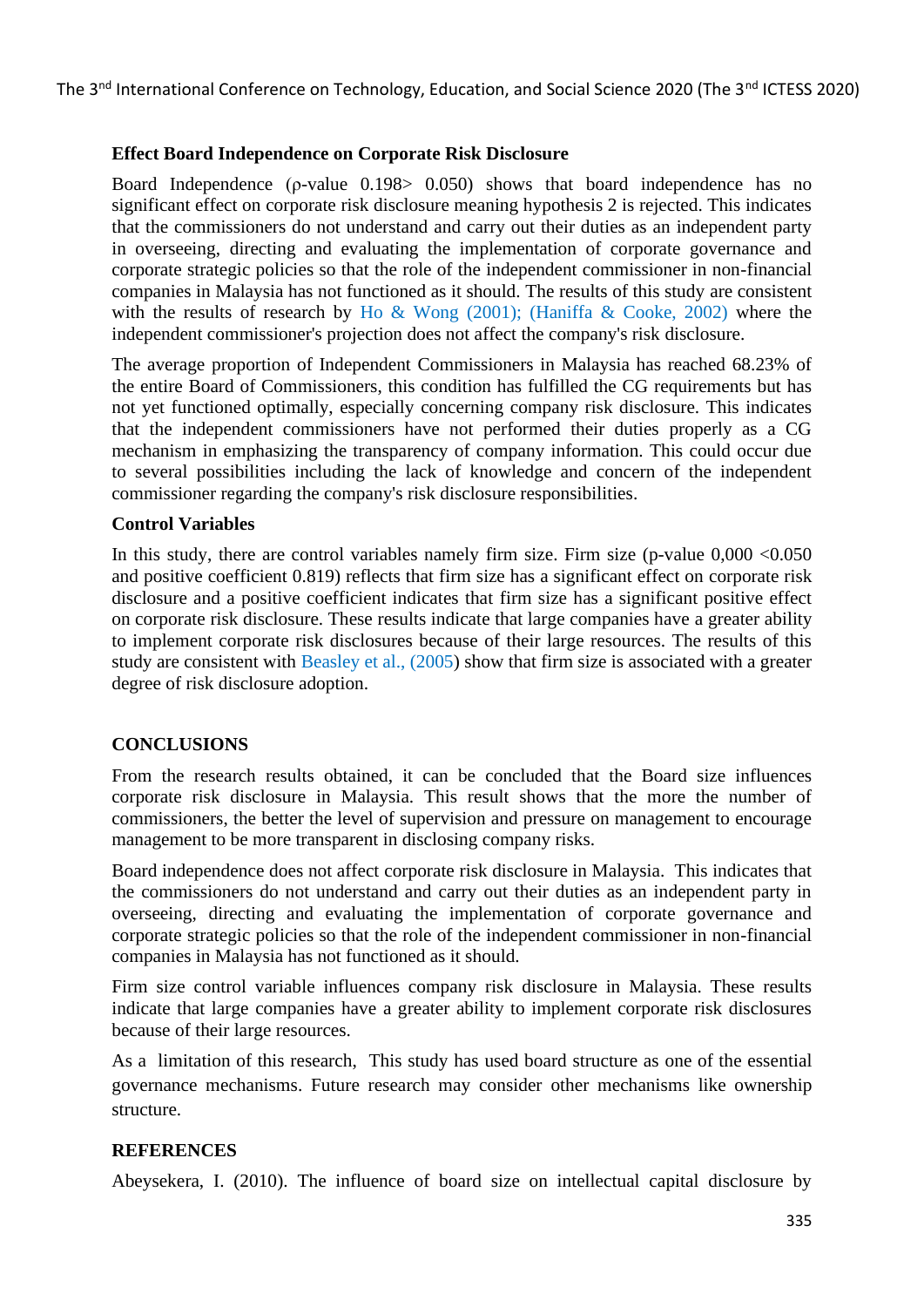**Effect Board Independence on Corporate Risk Disclosure**

Board Independence (ρ-value 0.198> 0.050) shows that board independence has no significant effect on corporate risk disclosure meaning hypothesis 2 is rejected. This indicates that the commissioners do not understand and carry out their duties as an independent party in overseeing, directing and evaluating the implementation of corporate governance and corporate strategic policies so that the role of the independent commissioner in non-financial companies in Malaysia has not functioned as it should. The results of this study are consistent with the results of research by Ho & Wong (2001); (Haniffa & Cooke, 2002) where the independent commissioner's projection does not affect the company's risk disclosure.

The average proportion of Independent Commissioners in Malaysia has reached 68.23% of the entire Board of Commissioners, this condition has fulfilled the CG requirements but has not yet functioned optimally, especially concerning company risk disclosure. This indicates that the independent commissioners have not performed their duties properly as a CG mechanism in emphasizing the transparency of company information. This could occur due to several possibilities including the lack of knowledge and concern of the independent commissioner regarding the company's risk disclosure responsibilities.

**Control Variables**

In this study, there are control variables namely firm size. Firm size (p-value 0,000 <0.050 and positive coefficient 0.819) reflects that firm size has a significant effect on corporate risk disclosure and a positive coefficient indicates that firm size has a significant positive effect on corporate risk disclosure. These results indicate that large companies have a greater ability to implement corporate risk disclosures because of their large resources. The results of this study are consistent with Beasley et al., (2005) show that firm size is associated with a greater degree of risk disclosure adoption.

## CONCLUSIONS

From the research results obtained, it can be concluded that the Board size influences corporate risk disclosure in Malaysia. This result shows that the more the number of commissioners, the better the level of supervision and pressure on management to encourage management to be more transparent in disclosing company risks.

Board independence does not affect corporate risk disclosure in Malaysia. This indicates that the commissioners do not understand and carry out their duties as an independent party in overseeing, directing and evaluating the implementation of corporate governance and corporate strategic policies so that the role of the independent commissioner in non-financial companies in Malaysia has not functioned as it should.

Firm size control variable influences company risk disclosure in Malaysia. These results indicate that large companies have a greater ability to implement corporate risk disclosures because of their large resources.

As a limitation of this research, This study has used board structure as one of the essential governance mechanisms. Future research may consider other mechanisms like ownership structure.

## REFERENCES

Abeysekera, I. (2010). The influence of board size on intellectual capital disclosure by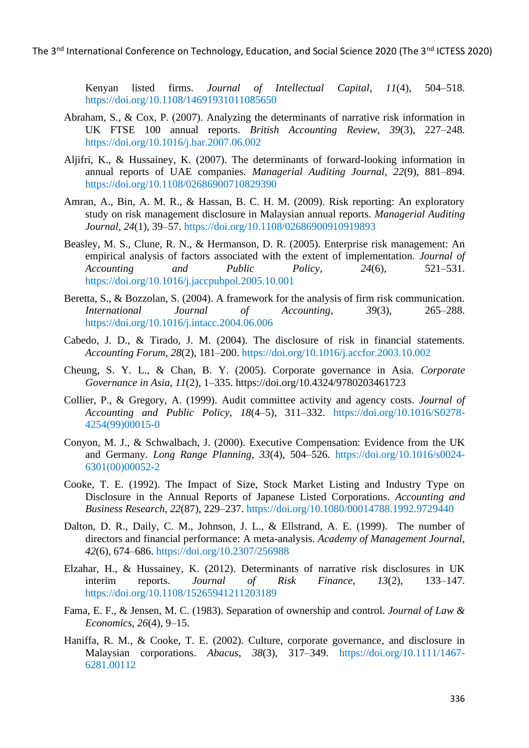Kenyan listed firms. *Journal of Intellectual Capital*, *11*(4), 504–518. https://doi.org/10.1108/14691931011085650

Abraham, S., & Cox, P. (2007). Analyzing the determinants of narrative risk information in UK FTSE 100 annual reports. *British Accounting Review*, *39*(3), 227–248. https://doi.org/10.1016/j.bar.2007.06.002

Aljifri, K., & Hussainey, K. (2007). The determinants of forward-looking information in annual reports of UAE companies. *Managerial Auditing Journal*, *22*(9), 881–894. https://doi.org/10.1108/02686900710829390

Amran, A., Bin, A. M. R., & Hassan, B. C. H. M. (2009). Risk reporting: An exploratory study on risk management disclosure in Malaysian annual reports. *Managerial Auditing Journal*, *24*(1), 39–57. https://doi.org/10.1108/02686900910919893

Beasley, M. S., Clune, R. N., & Hermanson, D. R. (2005). Enterprise risk management: An empirical analysis of factors associated with the extent of implementation. *Journal of Accounting and Public Policy*, *24*(6), 521–531. https://doi.org/10.1016/j.jaccpubpol.2005.10.001

Beretta, S., & Bozzolan, S. (2004). A framework for the analysis of firm risk communication. *International Journal of Accounting*, *39*(3), 265–288. https://doi.org/10.1016/j.intacc.2004.06.006

Cabedo, J. D., & Tirado, J. M. (2004). The disclosure of risk in financial statements. *Accounting Forum*, *28*(2), 181–200. https://doi.org/10.1016/j.accfor.2003.10.002

Cheung, S. Y. L., & Chan, B. Y. (2005). Corporate governance in Asia. *Corporate Governance in Asia*, *11*(2), 1–335. https://doi.org/10.4324/9780203461723

Collier, P., & Gregory, A. (1999). Audit committee activity and agency costs. *Journal of Accounting and Public Policy*, *18*(4–5), 311–332. https://doi.org/10.1016/S0278-4254(99)00015-0

Conyon, M. J., & Schwalbach, J. (2000). Executive Compensation: Evidence from the UK and Germany. *Long Range Planning*, *33*(4), 504–526. https://doi.org/10.1016/s0024-6301(00)00052-2

Cooke, T. E. (1992). The Impact of Size, Stock Market Listing and Industry Type on Disclosure in the Annual Reports of Japanese Listed Corporations. *Accounting and Business Research*, *22*(87), 229–237. https://doi.org/10.1080/00014788.1992.9729440

Dalton, D. R., Daily, C. M., Johnson, J. L., & Ellstrand, A. E. (1999). The number of directors and financial performance: A meta-analysis. *Academy of Management Journal*, *42*(6), 674–686. https://doi.org/10.2307/256988

Elzahar, H., & Hussainey, K. (2012). Determinants of narrative risk disclosures in UK interim reports. *Journal of Risk Finance*, *13*(2), 133–147. https://doi.org/10.1108/15265941211203189

Fama, E. F., & Jensen, M. C. (1983). Separation of ownership and control. *Journal of Law & Economics*, *26*(4), 9–15.

Haniffa, R. M., & Cooke, T. E. (2002). Culture, corporate governance, and disclosure in Malaysian corporations. *Abacus*, *38*(3), 317–349. https://doi.org/10.1111/1467-6281.00112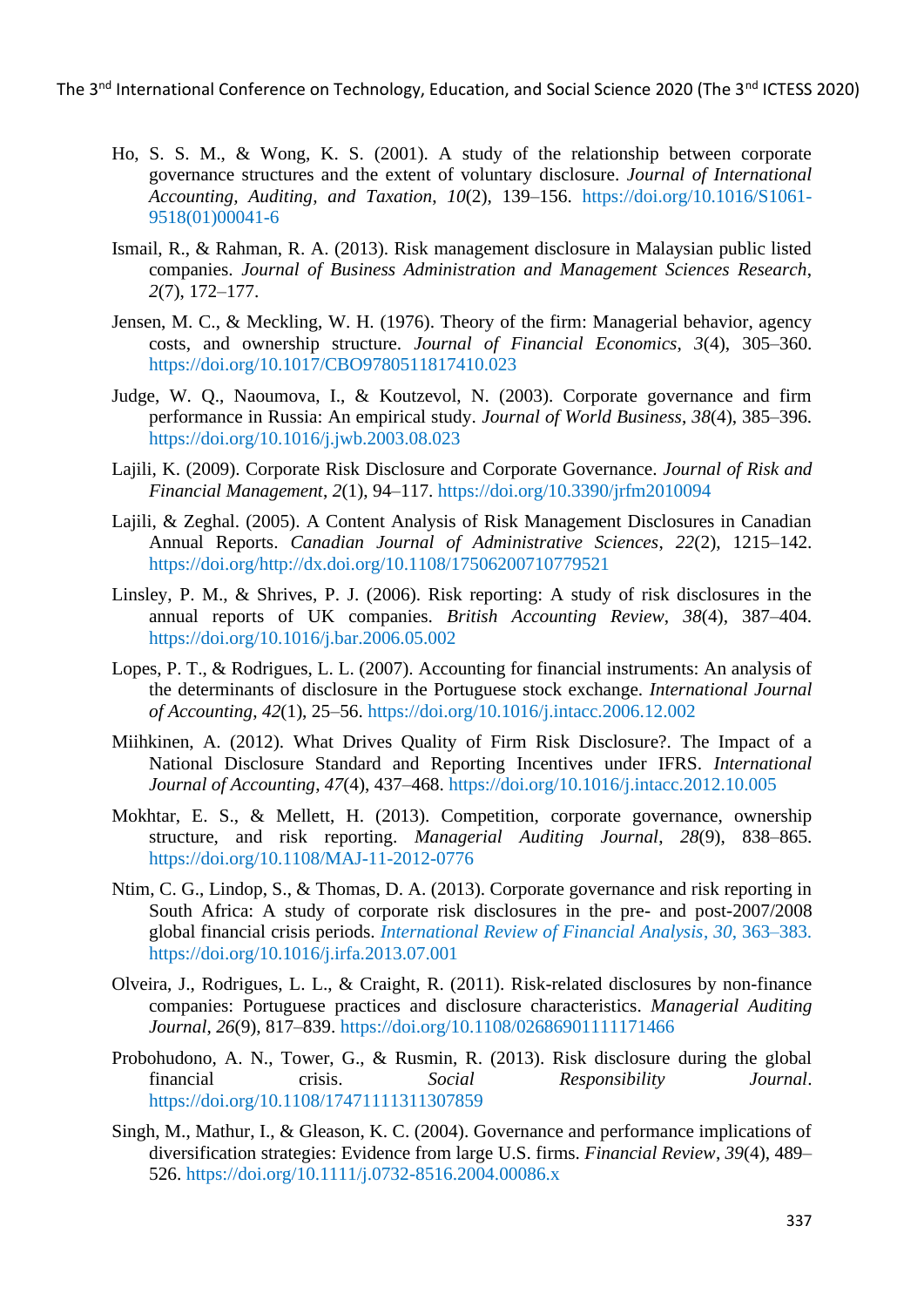Ho, S. S. M., & Wong, K. S. (2001). A study of the relationship between corporate governance structures and the extent of voluntary disclosure. *Journal of International Accounting, Auditing, and Taxation*, *10*(2), 139–156. https://doi.org/10.1016/S1061-9518(01)00041-6

Ismail, R., & Rahman, R. A. (2013). Risk management disclosure in Malaysian public listed companies. *Journal of Business Administration and Management Sciences Research*, *2*(7), 172–177.

Jensen, M. C., & Meckling, W. H. (1976). Theory of the firm: Managerial behavior, agency costs, and ownership structure. *Journal of Financial Economics*, *3*(4), 305–360. https://doi.org/10.1017/CBO9780511817410.023

Judge, W. Q., Naoumova, I., & Koutzevol, N. (2003). Corporate governance and firm performance in Russia: An empirical study. *Journal of World Business*, *38*(4), 385–396. https://doi.org/10.1016/j.jwb.2003.08.023

Lajili, K. (2009). Corporate Risk Disclosure and Corporate Governance. *Journal of Risk and Financial Management*, *2*(1), 94–117. https://doi.org/10.3390/jrfm2010094

Lajili, & Zeghal. (2005). A Content Analysis of Risk Management Disclosures in Canadian Annual Reports. *Canadian Journal of Administrative Sciences*, *22*(2), 1215–142. https://doi.org/http://dx.doi.org/10.1108/17506200710779521

Linsley, P. M., & Shrives, P. J. (2006). Risk reporting: A study of risk disclosures in the annual reports of UK companies. *British Accounting Review*, *38*(4), 387–404. https://doi.org/10.1016/j.bar.2006.05.002

Lopes, P. T., & Rodrigues, L. L. (2007). Accounting for financial instruments: An analysis of the determinants of disclosure in the Portuguese stock exchange. *International Journal of Accounting*, *42*(1), 25–56. https://doi.org/10.1016/j.intacc.2006.12.002

Miihkinen, A. (2012). What Drives Quality of Firm Risk Disclosure?. The Impact of a National Disclosure Standard and Reporting Incentives under IFRS. *International Journal of Accounting*, *47*(4), 437–468. https://doi.org/10.1016/j.intacc.2012.10.005

Mokhtar, E. S., & Mellett, H. (2013). Competition, corporate governance, ownership structure, and risk reporting. *Managerial Auditing Journal*, *28*(9), 838–865. https://doi.org/10.1108/MAJ-11-2012-0776

Ntim, C. G., Lindop, S., & Thomas, D. A. (2013). Corporate governance and risk reporting in South Africa: A study of corporate risk disclosures in the pre- and post-2007/2008 global financial crisis periods. *International Review of Financial Analysis*, *30*, 363–383. https://doi.org/10.1016/j.irfa.2013.07.001

Olveira, J., Rodrigues, L. L., & Craight, R. (2011). Risk-related disclosures by non-finance companies: Portuguese practices and disclosure characteristics. *Managerial Auditing Journal*, *26*(9), 817–839. https://doi.org/10.1108/02686901111171466

Probohudono, A. N., Tower, G., & Rusmin, R. (2013). Risk disclosure during the global financial crisis. *Social Responsibility Journal*. https://doi.org/10.1108/17471111311307859

Singh, M., Mathur, I., & Gleason, K. C. (2004). Governance and performance implications of diversification strategies: Evidence from large U.S. firms. *Financial Review*, *39*(4), 489–526. https://doi.org/10.1111/j.0732-8516.2004.00086.x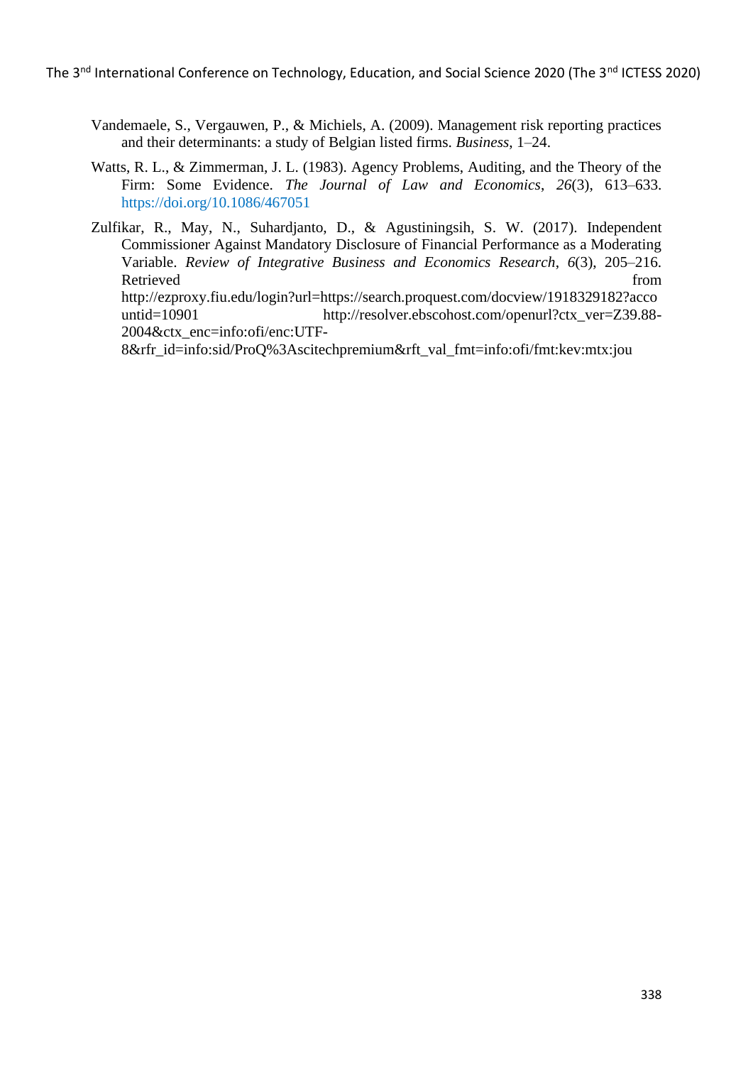Vandemaele, S., Vergauwen, P., & Michiels, A. (2009). Management risk reporting practices and their determinants: a study of Belgian listed firms. *Business*, 1–24.

Watts, R. L., & Zimmerman, J. L. (1983). Agency Problems, Auditing, and the Theory of the Firm: Some Evidence. *The Journal of Law and Economics*, *26*(3), 613–633. https://doi.org/10.1086/467051

Zulfikar, R., May, N., Suhardjanto, D., & Agustiningsih, S. W. (2017). Independent Commissioner Against Mandatory Disclosure of Financial Performance as a Moderating Variable. *Review of Integrative Business and Economics Research*, *6*(3), 205–216. Retrieved from http://ezproxy.fiu.edu/login?url=https://search.proquest.com/docview/1918329182?accountid=10901 http://resolver.ebscohost.com/openurl?ctx_ver=Z39.88-2004&ctx_enc=info:ofi/enc:UTF-8&rfr_id=info:sid/ProQ%3Ascitechpremium&rft_val_fmt=info:ofi/fmt:kev:mtx:jou